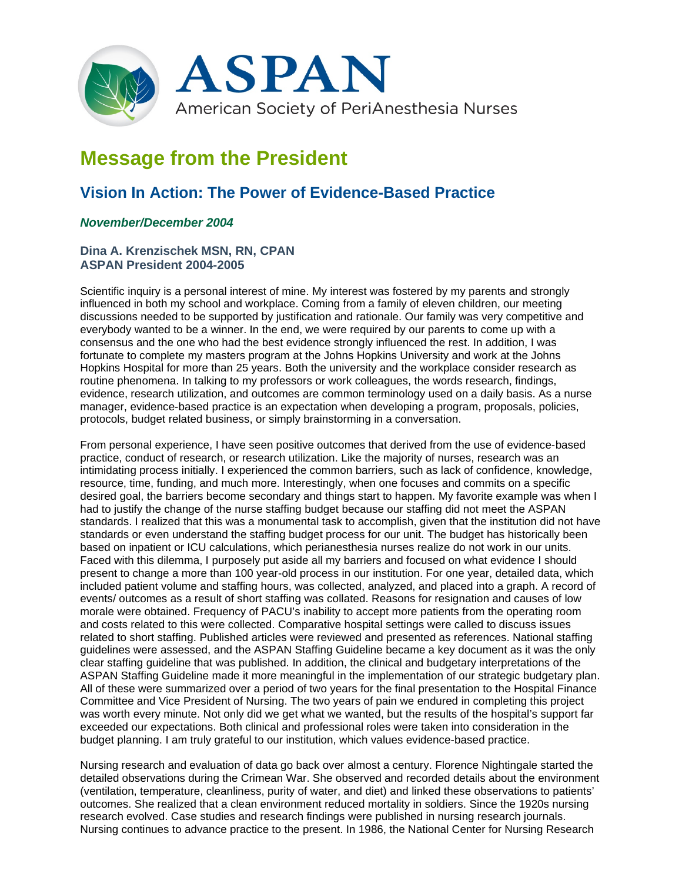ASPAN

American Society of PeriAnesthesia Nurses

# Message from the President

## Vision In Action: The Power of Evidence-Based Practice

***November/December 2004***

**Dina A. Krenzischek MSN, RN, CPAN**
**ASPAN President 2004-2005**

Scientific inquiry is a personal interest of mine. My interest was fostered by my parents and strongly influenced in both my school and workplace. Coming from a family of eleven children, our meeting discussions needed to be supported by justification and rationale. Our family was very competitive and everybody wanted to be a winner. In the end, we were required by our parents to come up with a consensus and the one who had the best evidence strongly influenced the rest. In addition, I was fortunate to complete my masters program at the Johns Hopkins University and work at the Johns Hopkins Hospital for more than 25 years. Both the university and the workplace consider research as routine phenomena. In talking to my professors or work colleagues, the words research, findings, evidence, research utilization, and outcomes are common terminology used on a daily basis. As a nurse manager, evidence-based practice is an expectation when developing a program, proposals, policies, protocols, budget related business, or simply brainstorming in a conversation.

From personal experience, I have seen positive outcomes that derived from the use of evidence-based practice, conduct of research, or research utilization. Like the majority of nurses, research was an intimidating process initially. I experienced the common barriers, such as lack of confidence, knowledge, resource, time, funding, and much more. Interestingly, when one focuses and commits on a specific desired goal, the barriers become secondary and things start to happen. My favorite example was when I had to justify the change of the nurse staffing budget because our staffing did not meet the ASPAN standards. I realized that this was a monumental task to accomplish, given that the institution did not have standards or even understand the staffing budget process for our unit. The budget has historically been based on inpatient or ICU calculations, which perianesthesia nurses realize do not work in our units. Faced with this dilemma, I purposely put aside all my barriers and focused on what evidence I should present to change a more than 100 year-old process in our institution. For one year, detailed data, which included patient volume and staffing hours, was collected, analyzed, and placed into a graph. A record of events/ outcomes as a result of short staffing was collated. Reasons for resignation and causes of low morale were obtained. Frequency of PACU's inability to accept more patients from the operating room and costs related to this were collected. Comparative hospital settings were called to discuss issues related to short staffing. Published articles were reviewed and presented as references. National staffing guidelines were assessed, and the ASPAN Staffing Guideline became a key document as it was the only clear staffing guideline that was published. In addition, the clinical and budgetary interpretations of the ASPAN Staffing Guideline made it more meaningful in the implementation of our strategic budgetary plan. All of these were summarized over a period of two years for the final presentation to the Hospital Finance Committee and Vice President of Nursing. The two years of pain we endured in completing this project was worth every minute. Not only did we get what we wanted, but the results of the hospital's support far exceeded our expectations. Both clinical and professional roles were taken into consideration in the budget planning. I am truly grateful to our institution, which values evidence-based practice.

Nursing research and evaluation of data go back over almost a century. Florence Nightingale started the detailed observations during the Crimean War. She observed and recorded details about the environment (ventilation, temperature, cleanliness, purity of water, and diet) and linked these observations to patients' outcomes. She realized that a clean environment reduced mortality in soldiers. Since the 1920s nursing research evolved. Case studies and research findings were published in nursing research journals. Nursing continues to advance practice to the present. In 1986, the National Center for Nursing Research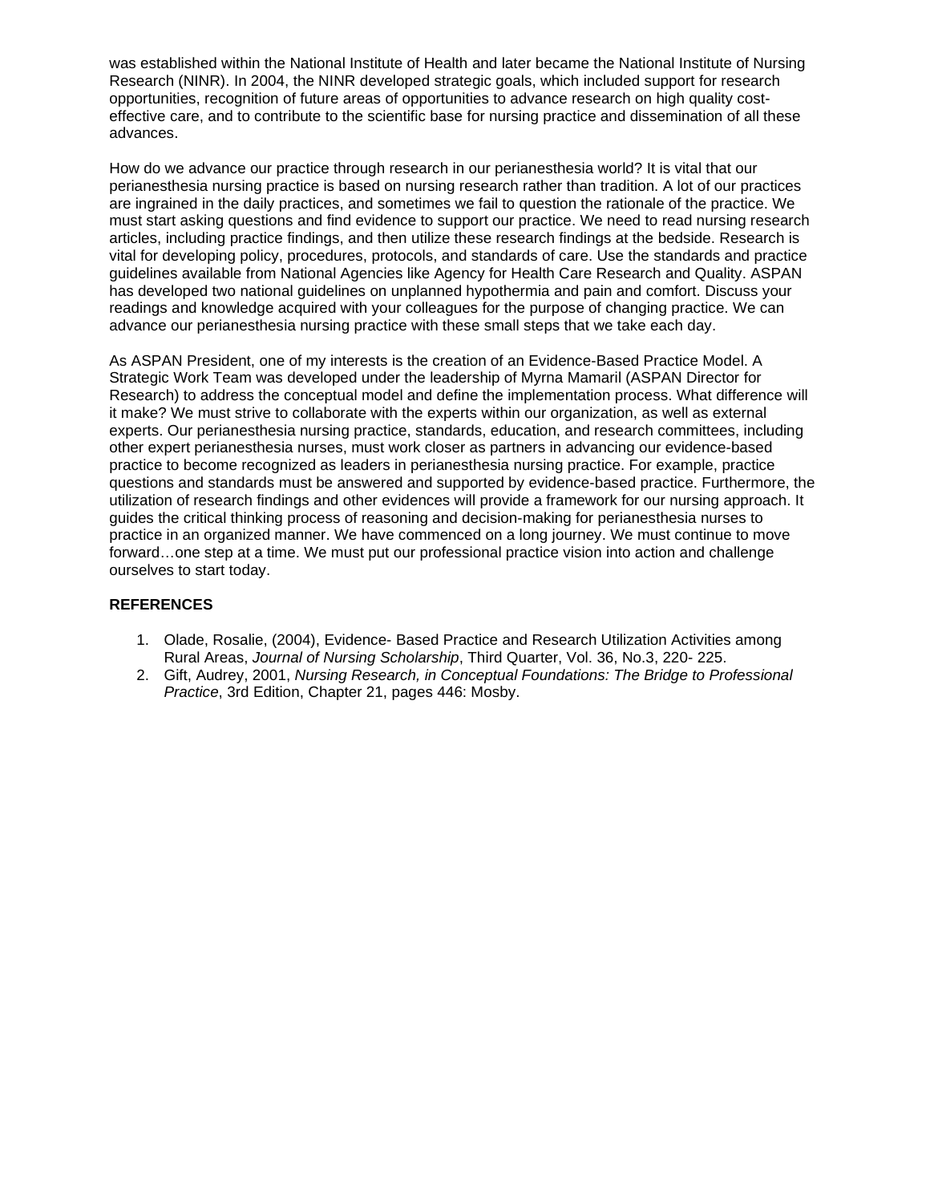was established within the National Institute of Health and later became the National Institute of Nursing Research (NINR). In 2004, the NINR developed strategic goals, which included support for research opportunities, recognition of future areas of opportunities to advance research on high quality cost-effective care, and to contribute to the scientific base for nursing practice and dissemination of all these advances.

How do we advance our practice through research in our perianesthesia world? It is vital that our perianesthesia nursing practice is based on nursing research rather than tradition. A lot of our practices are ingrained in the daily practices, and sometimes we fail to question the rationale of the practice. We must start asking questions and find evidence to support our practice. We need to read nursing research articles, including practice findings, and then utilize these research findings at the bedside. Research is vital for developing policy, procedures, protocols, and standards of care. Use the standards and practice guidelines available from National Agencies like Agency for Health Care Research and Quality. ASPAN has developed two national guidelines on unplanned hypothermia and pain and comfort. Discuss your readings and knowledge acquired with your colleagues for the purpose of changing practice. We can advance our perianesthesia nursing practice with these small steps that we take each day.

As ASPAN President, one of my interests is the creation of an Evidence-Based Practice Model. A Strategic Work Team was developed under the leadership of Myrna Mamaril (ASPAN Director for Research) to address the conceptual model and define the implementation process. What difference will it make? We must strive to collaborate with the experts within our organization, as well as external experts. Our perianesthesia nursing practice, standards, education, and research committees, including other expert perianesthesia nurses, must work closer as partners in advancing our evidence-based practice to become recognized as leaders in perianesthesia nursing practice. For example, practice questions and standards must be answered and supported by evidence-based practice. Furthermore, the utilization of research findings and other evidences will provide a framework for our nursing approach. It guides the critical thinking process of reasoning and decision-making for perianesthesia nurses to practice in an organized manner. We have commenced on a long journey. We must continue to move forward…one step at a time. We must put our professional practice vision into action and challenge ourselves to start today.

**REFERENCES**

1. Olade, Rosalie, (2004), Evidence- Based Practice and Research Utilization Activities among Rural Areas, *Journal of Nursing Scholarship*, Third Quarter, Vol. 36, No.3, 220- 225.
2. Gift, Audrey, 2001, *Nursing Research, in Conceptual Foundations: The Bridge to Professional Practice*, 3rd Edition, Chapter 21, pages 446: Mosby.